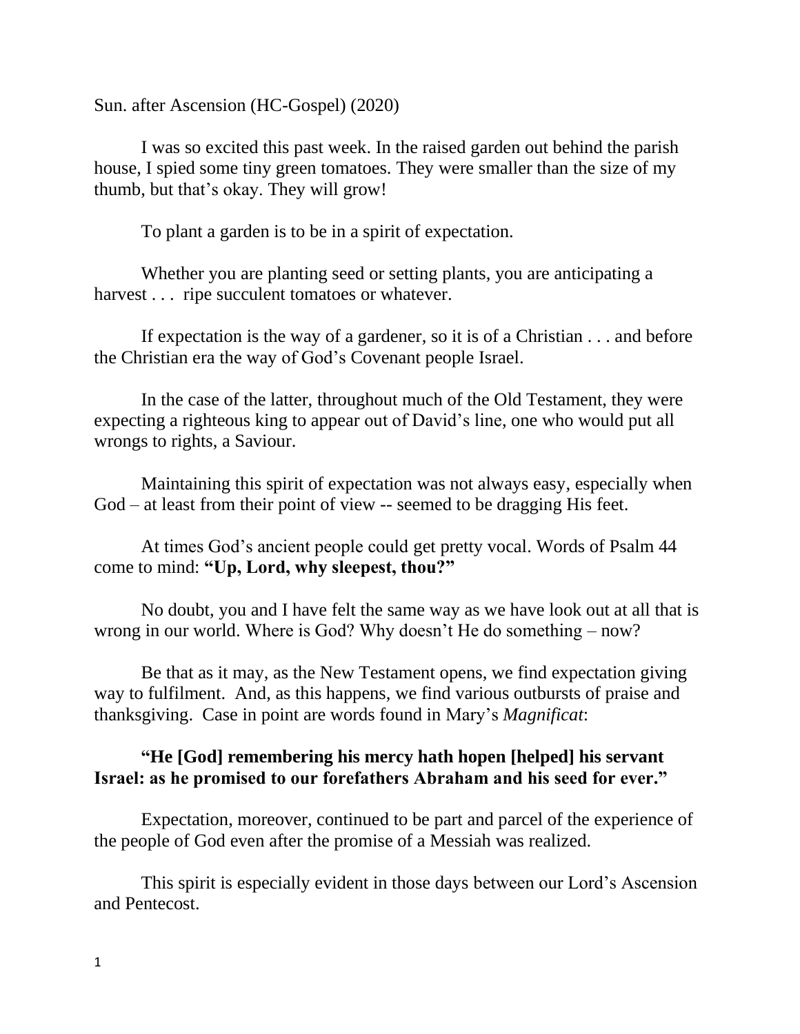Sun. after Ascension (HC-Gospel) (2020)

I was so excited this past week. In the raised garden out behind the parish house, I spied some tiny green tomatoes. They were smaller than the size of my thumb, but that's okay. They will grow!

To plant a garden is to be in a spirit of expectation.

Whether you are planting seed or setting plants, you are anticipating a harvest . . . ripe succulent tomatoes or whatever.

If expectation is the way of a gardener, so it is of a Christian . . . and before the Christian era the way of God's Covenant people Israel.

In the case of the latter, throughout much of the Old Testament, they were expecting a righteous king to appear out of David's line, one who would put all wrongs to rights, a Saviour.

Maintaining this spirit of expectation was not always easy, especially when God – at least from their point of view -- seemed to be dragging His feet.

At times God's ancient people could get pretty vocal. Words of Psalm 44 come to mind: **"Up, Lord, why sleepest, thou?"**

No doubt, you and I have felt the same way as we have look out at all that is wrong in our world. Where is God? Why doesn't He do something – now?

Be that as it may, as the New Testament opens, we find expectation giving way to fulfilment. And, as this happens, we find various outbursts of praise and thanksgiving. Case in point are words found in Mary's *Magnificat*:

**"He [God] remembering his mercy hath hopen [helped] his servant Israel: as he promised to our forefathers Abraham and his seed for ever."**

Expectation, moreover, continued to be part and parcel of the experience of the people of God even after the promise of a Messiah was realized.

This spirit is especially evident in those days between our Lord's Ascension and Pentecost.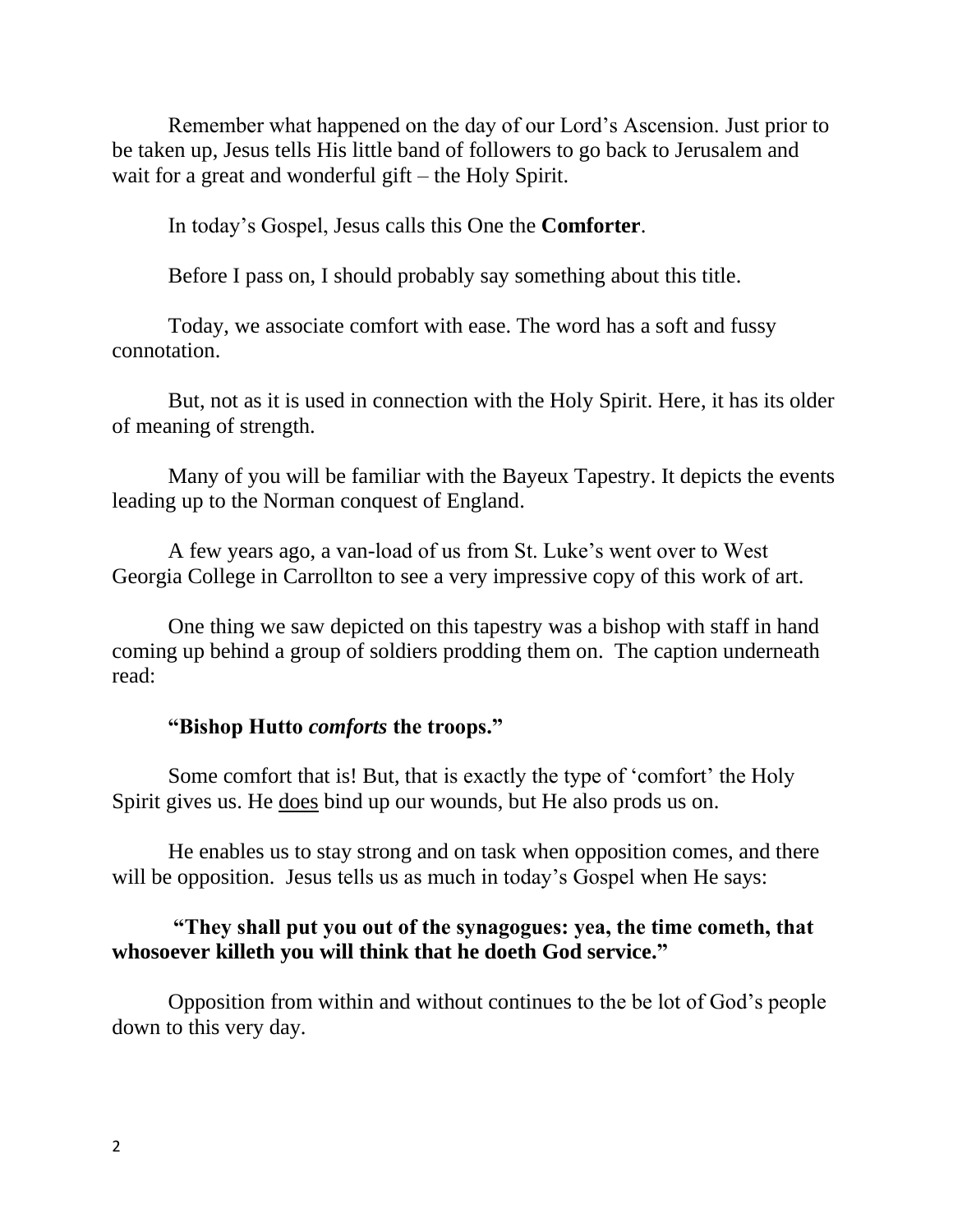Remember what happened on the day of our Lord's Ascension. Just prior to be taken up, Jesus tells His little band of followers to go back to Jerusalem and wait for a great and wonderful gift – the Holy Spirit.

In today's Gospel, Jesus calls this One the **Comforter**.

Before I pass on, I should probably say something about this title.

Today, we associate comfort with ease. The word has a soft and fussy connotation.

But, not as it is used in connection with the Holy Spirit. Here, it has its older of meaning of strength.

Many of you will be familiar with the Bayeux Tapestry. It depicts the events leading up to the Norman conquest of England.

A few years ago, a van-load of us from St. Luke's went over to West Georgia College in Carrollton to see a very impressive copy of this work of art.

One thing we saw depicted on this tapestry was a bishop with staff in hand coming up behind a group of soldiers prodding them on. The caption underneath read:

**"Bishop Hutto *comforts* the troops."**

Some comfort that is! But, that is exactly the type of 'comfort' the Holy Spirit gives us. He <u>does</u> bind up our wounds, but He also prods us on.

He enables us to stay strong and on task when opposition comes, and there will be opposition. Jesus tells us as much in today's Gospel when He says:

**"They shall put you out of the synagogues: yea, the time cometh, that whosoever killeth you will think that he doeth God service."**

Opposition from within and without continues to the be lot of God's people down to this very day.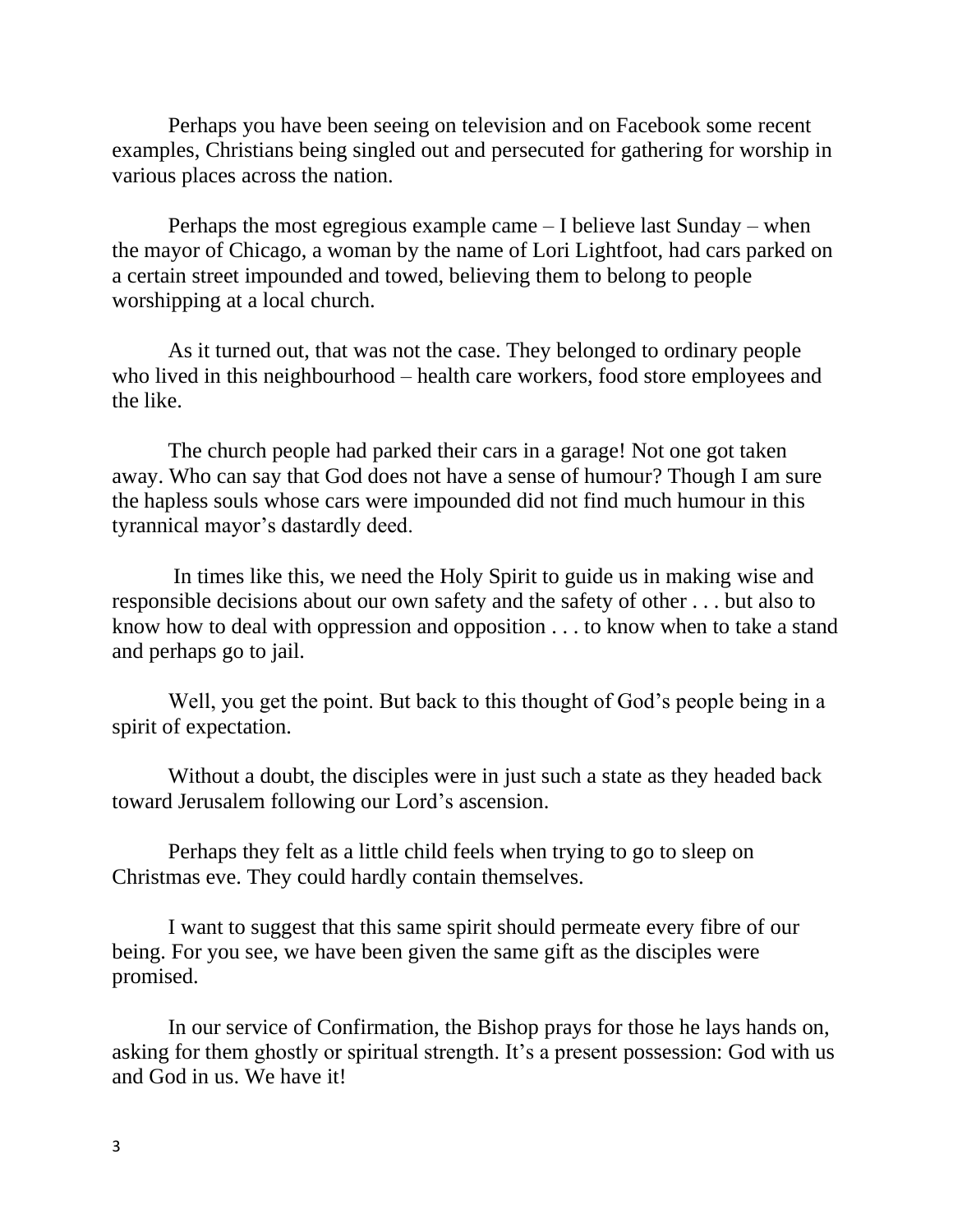Perhaps you have been seeing on television and on Facebook some recent examples, Christians being singled out and persecuted for gathering for worship in various places across the nation.

Perhaps the most egregious example came – I believe last Sunday – when the mayor of Chicago, a woman by the name of Lori Lightfoot, had cars parked on a certain street impounded and towed, believing them to belong to people worshipping at a local church.

As it turned out, that was not the case. They belonged to ordinary people who lived in this neighbourhood – health care workers, food store employees and the like.

The church people had parked their cars in a garage! Not one got taken away. Who can say that God does not have a sense of humour? Though I am sure the hapless souls whose cars were impounded did not find much humour in this tyrannical mayor's dastardly deed.

In times like this, we need the Holy Spirit to guide us in making wise and responsible decisions about our own safety and the safety of other . . . but also to know how to deal with oppression and opposition . . . to know when to take a stand and perhaps go to jail.

Well, you get the point. But back to this thought of God's people being in a spirit of expectation.

Without a doubt, the disciples were in just such a state as they headed back toward Jerusalem following our Lord's ascension.

Perhaps they felt as a little child feels when trying to go to sleep on Christmas eve. They could hardly contain themselves.

I want to suggest that this same spirit should permeate every fibre of our being. For you see, we have been given the same gift as the disciples were promised.

In our service of Confirmation, the Bishop prays for those he lays hands on, asking for them ghostly or spiritual strength. It's a present possession: God with us and God in us. We have it!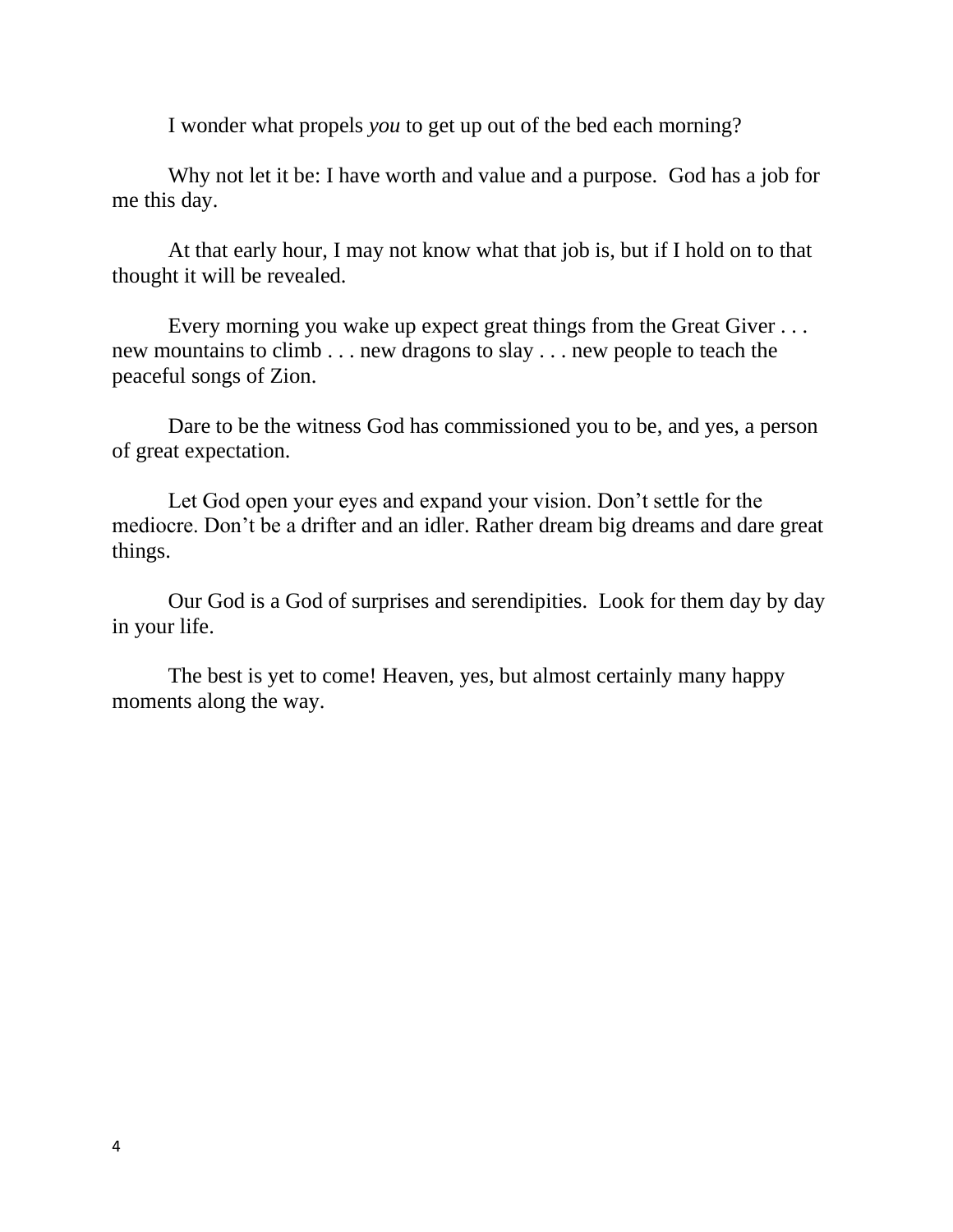I wonder what propels *you* to get up out of the bed each morning?

Why not let it be: I have worth and value and a purpose. God has a job for me this day.

At that early hour, I may not know what that job is, but if I hold on to that thought it will be revealed.

Every morning you wake up expect great things from the Great Giver . . . new mountains to climb . . . new dragons to slay . . . new people to teach the peaceful songs of Zion.

Dare to be the witness God has commissioned you to be, and yes, a person of great expectation.

Let God open your eyes and expand your vision. Don't settle for the mediocre. Don't be a drifter and an idler. Rather dream big dreams and dare great things.

Our God is a God of surprises and serendipities. Look for them day by day in your life.

The best is yet to come! Heaven, yes, but almost certainly many happy moments along the way.